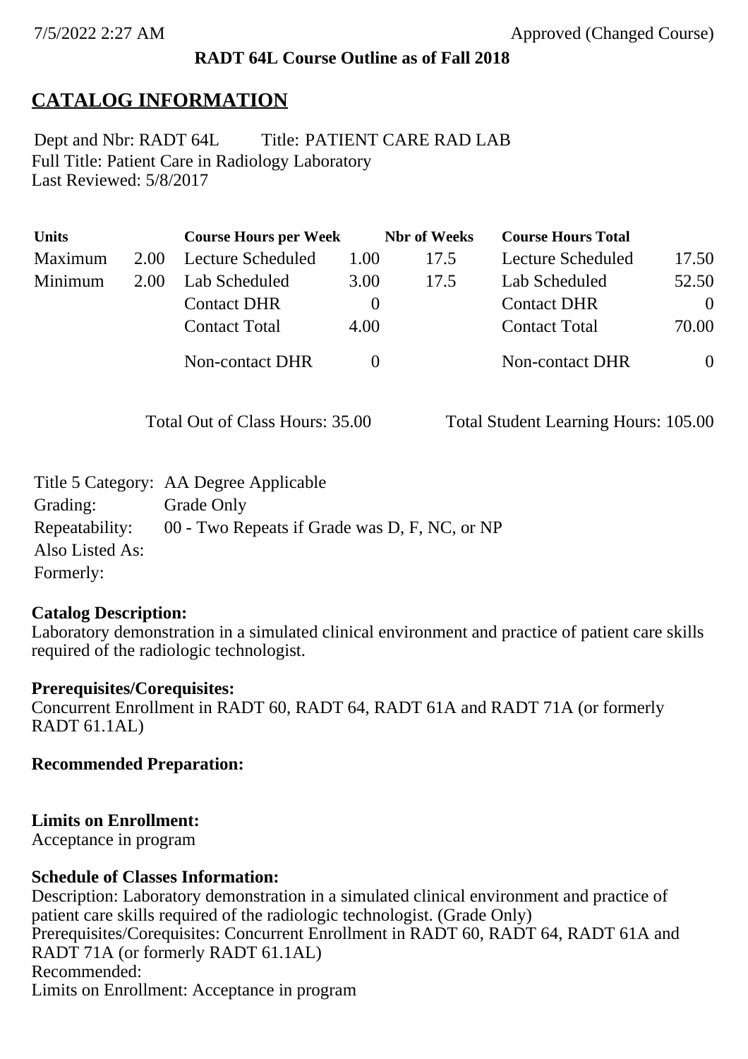**RADT 64L Course Outline as of Fall 2018**

# CATALOG INFORMATION

Dept and Nbr: RADT 64L Title: PATIENT CARE RAD LAB
Full Title: Patient Care in Radiology Laboratory
Last Reviewed: 5/8/2017

| Units | | Course Hours per Week | | Nbr of Weeks | Course Hours Total | |
|---|---|---|---|---|---|---|
| Maximum | 2.00 | Lecture Scheduled | 1.00 | 17.5 | Lecture Scheduled | 17.50 |
| Minimum | 2.00 | Lab Scheduled | 3.00 | 17.5 | Lab Scheduled | 52.50 |
| | | Contact DHR | 0 | | Contact DHR | 0 |
| | | Contact Total | 4.00 | | Contact Total | 70.00 |
| | | Non-contact DHR | 0 | | Non-contact DHR | 0 |

Total Out of Class Hours: 35.00 Total Student Learning Hours: 105.00

Title 5 Category: AA Degree Applicable
Grading: Grade Only
Repeatability: 00 - Two Repeats if Grade was D, F, NC, or NP
Also Listed As:
Formerly:

**Catalog Description:**
Laboratory demonstration in a simulated clinical environment and practice of patient care skills required of the radiologic technologist.

**Prerequisites/Corequisites:**
Concurrent Enrollment in RADT 60, RADT 64, RADT 61A and RADT 71A (or formerly RADT 61.1AL)

**Recommended Preparation:**

**Limits on Enrollment:**
Acceptance in program

**Schedule of Classes Information:**
Description: Laboratory demonstration in a simulated clinical environment and practice of patient care skills required of the radiologic technologist. (Grade Only)
Prerequisites/Corequisites: Concurrent Enrollment in RADT 60, RADT 64, RADT 61A and RADT 71A (or formerly RADT 61.1AL)
Recommended:
Limits on Enrollment: Acceptance in program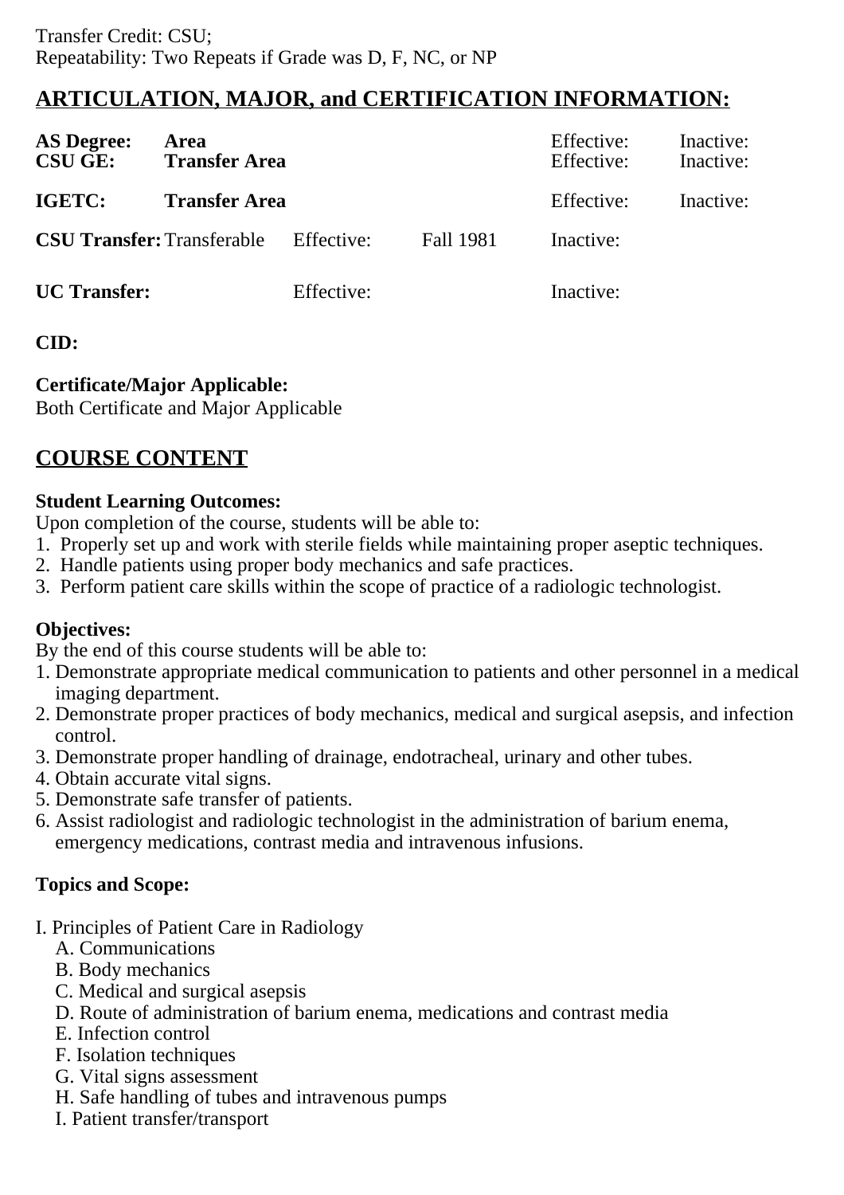Transfer Credit: CSU;
Repeatability: Two Repeats if Grade was D, F, NC, or NP

## ARTICULATION, MAJOR, and CERTIFICATION INFORMATION:

| | | | | | |
|---|---|---|---|---|---|
| **AS Degree:** | **Area** | | | Effective: | Inactive: |
| **CSU GE:** | **Transfer Area** | | | Effective: | Inactive: |
| **IGETC:** | **Transfer Area** | | | Effective: | Inactive: |
| **CSU Transfer:** | Transferable | Effective: | Fall 1981 | Inactive: | |
| **UC Transfer:** | | Effective: | | Inactive: | |

**CID:**

**Certificate/Major Applicable:**
Both Certificate and Major Applicable

## COURSE CONTENT

**Student Learning Outcomes:**
Upon completion of the course, students will be able to:
1. Properly set up and work with sterile fields while maintaining proper aseptic techniques.
2. Handle patients using proper body mechanics and safe practices.
3. Perform patient care skills within the scope of practice of a radiologic technologist.

**Objectives:**
By the end of this course students will be able to:
1. Demonstrate appropriate medical communication to patients and other personnel in a medical imaging department.
2. Demonstrate proper practices of body mechanics, medical and surgical asepsis, and infection control.
3. Demonstrate proper handling of drainage, endotracheal, urinary and other tubes.
4. Obtain accurate vital signs.
5. Demonstrate safe transfer of patients.
6. Assist radiologist and radiologic technologist in the administration of barium enema, emergency medications, contrast media and intravenous infusions.

**Topics and Scope:**

I. Principles of Patient Care in Radiology
   A. Communications
   B. Body mechanics
   C. Medical and surgical asepsis
   D. Route of administration of barium enema, medications and contrast media
   E. Infection control
   F. Isolation techniques
   G. Vital signs assessment
   H. Safe handling of tubes and intravenous pumps
   I. Patient transfer/transport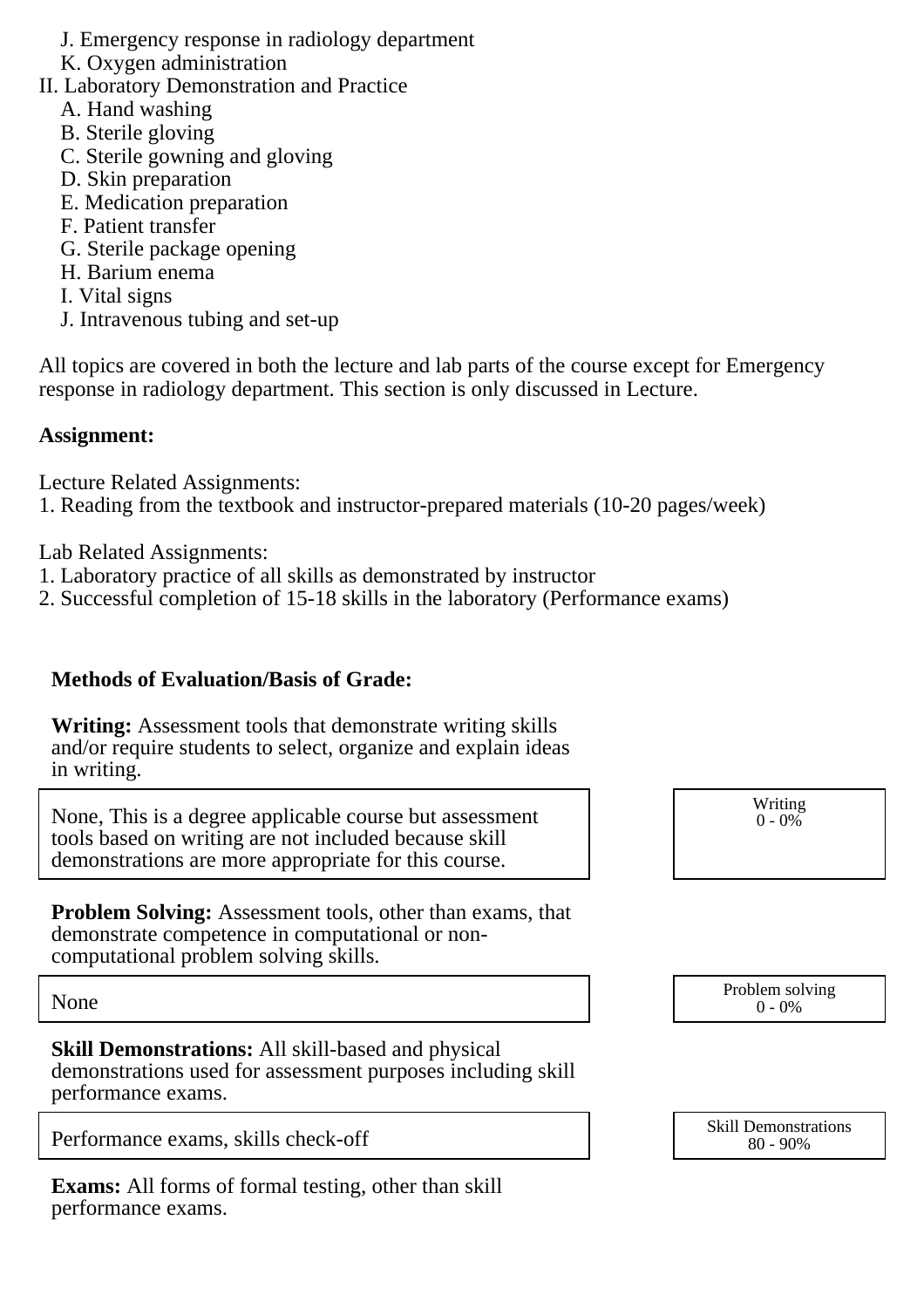J. Emergency response in radiology department
   K. Oxygen administration

II. Laboratory Demonstration and Practice
   A. Hand washing
   B. Sterile gloving
   C. Sterile gowning and gloving
   D. Skin preparation
   E. Medication preparation
   F. Patient transfer
   G. Sterile package opening
   H. Barium enema
   I. Vital signs
   J. Intravenous tubing and set-up

All topics are covered in both the lecture and lab parts of the course except for Emergency response in radiology department. This section is only discussed in Lecture.

**Assignment:**

Lecture Related Assignments:
1. Reading from the textbook and instructor-prepared materials (10-20 pages/week)

Lab Related Assignments:
1. Laboratory practice of all skills as demonstrated by instructor
2. Successful completion of 15-18 skills in the laboratory (Performance exams)

**Methods of Evaluation/Basis of Grade:**

**Writing:** Assessment tools that demonstrate writing skills and/or require students to select, organize and explain ideas in writing.

| None, This is a degree applicable course but assessment tools based on writing are not included because skill demonstrations are more appropriate for this course. | Writing 0 - 0% |
|---|---|

**Problem Solving:** Assessment tools, other than exams, that demonstrate competence in computational or non-computational problem solving skills.

| None | Problem solving 0 - 0% |
|---|---|

**Skill Demonstrations:** All skill-based and physical demonstrations used for assessment purposes including skill performance exams.

| Performance exams, skills check-off | Skill Demonstrations 80 - 90% |
|---|---|

**Exams:** All forms of formal testing, other than skill performance exams.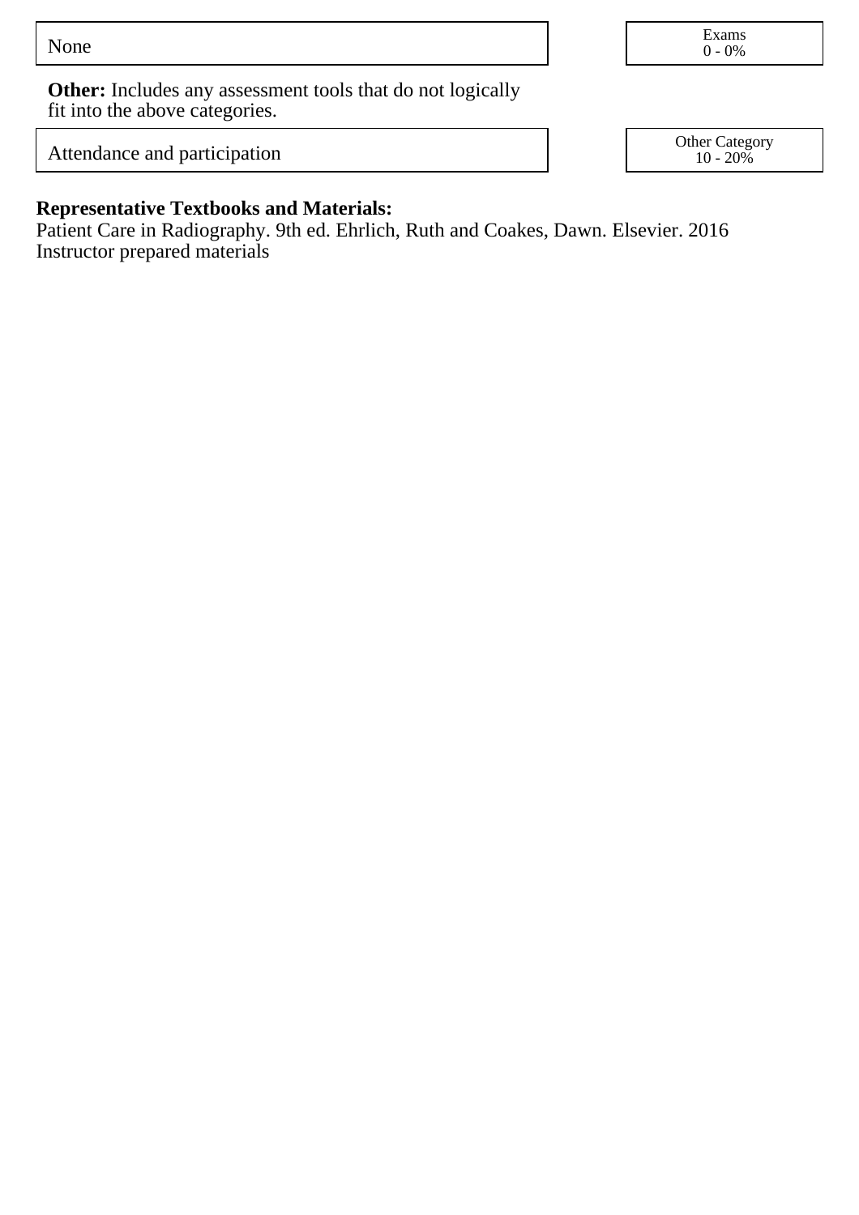| | |
|---|---|
| None | Exams<br>0 - 0% |

**Other:** Includes any assessment tools that do not logically fit into the above categories.

| | |
|---|---|
| Attendance and participation | Other Category<br>10 - 20% |

**Representative Textbooks and Materials:**

Patient Care in Radiography. 9th ed. Ehrlich, Ruth and Coakes, Dawn. Elsevier. 2016

Instructor prepared materials